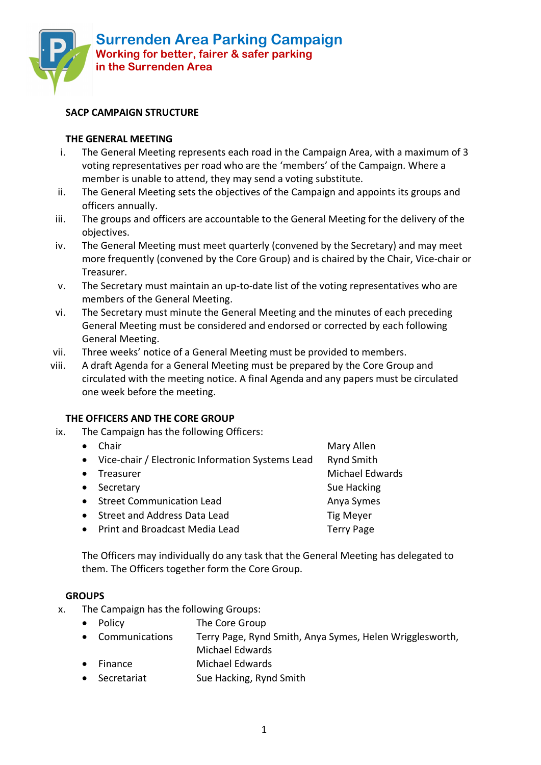# Surrenden Area Parking Campaign

**Working for better, fairer & safer parking in the Surrenden Area**

## SACP CAMPAIGN STRUCTURE

### THE GENERAL MEETING

i. The General Meeting represents each road in the Campaign Area, with a maximum of 3 voting representatives per road who are the 'members' of the Campaign. Where a member is unable to attend, they may send a voting substitute.

ii. The General Meeting sets the objectives of the Campaign and appoints its groups and officers annually.

iii. The groups and officers are accountable to the General Meeting for the delivery of the objectives.

iv. The General Meeting must meet quarterly (convened by the Secretary) and may meet more frequently (convened by the Core Group) and is chaired by the Chair, Vice-chair or Treasurer.

v. The Secretary must maintain an up-to-date list of the voting representatives who are members of the General Meeting.

vi. The Secretary must minute the General Meeting and the minutes of each preceding General Meeting must be considered and endorsed or corrected by each following General Meeting.

vii. Three weeks' notice of a General Meeting must be provided to members.

viii. A draft Agenda for a General Meeting must be prepared by the Core Group and circulated with the meeting notice. A final Agenda and any papers must be circulated one week before the meeting.

### THE OFFICERS AND THE CORE GROUP

ix. The Campaign has the following Officers:

| Officer | Name |
| --- | --- |
| Chair | Mary Allen |
| Vice-chair / Electronic Information Systems Lead | Rynd Smith |
| Treasurer | Michael Edwards |
| Secretary | Sue Hacking |
| Street Communication Lead | Anya Symes |
| Street and Address Data Lead | Tig Meyer |
| Print and Broadcast Media Lead | Terry Page |

The Officers may individually do any task that the General Meeting has delegated to them. The Officers together form the Core Group.

### GROUPS

x. The Campaign has the following Groups:

| Group | Members |
| --- | --- |
| Policy | The Core Group |
| Communications | Terry Page, Rynd Smith, Anya Symes, Helen Wrigglesworth, Michael Edwards |
| Finance | Michael Edwards |
| Secretariat | Sue Hacking, Rynd Smith |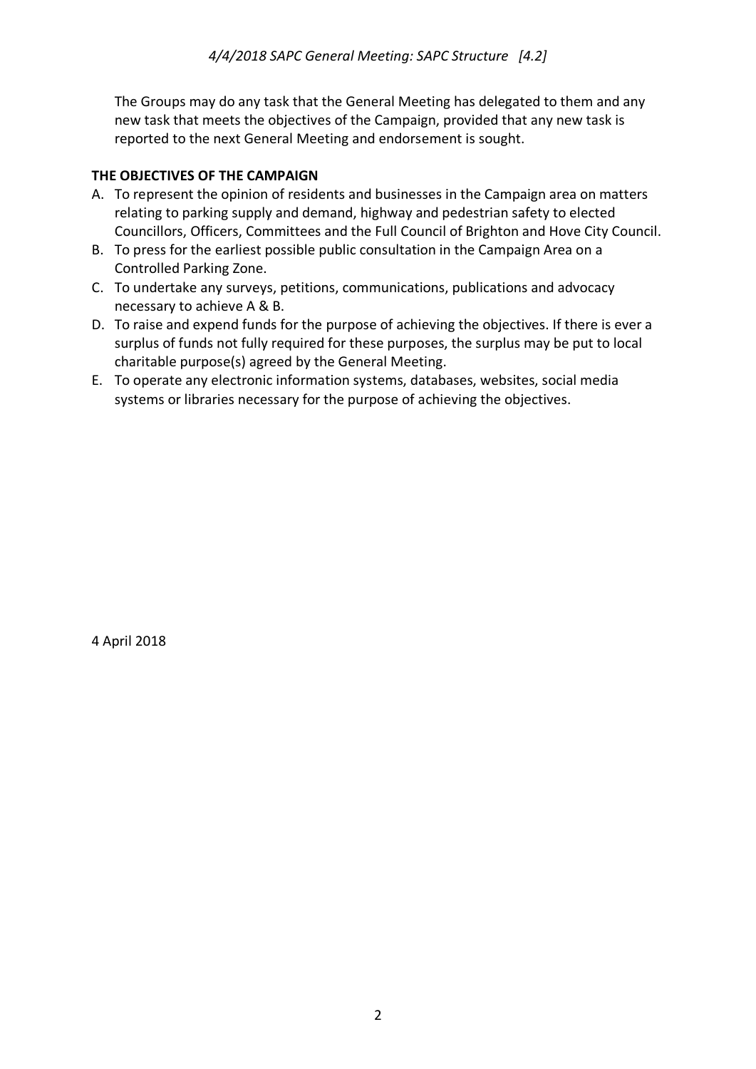The Groups may do any task that the General Meeting has delegated to them and any new task that meets the objectives of the Campaign, provided that any new task is reported to the next General Meeting and endorsement is sought.

**THE OBJECTIVES OF THE CAMPAIGN**

A. To represent the opinion of residents and businesses in the Campaign area on matters relating to parking supply and demand, highway and pedestrian safety to elected Councillors, Officers, Committees and the Full Council of Brighton and Hove City Council.
B. To press for the earliest possible public consultation in the Campaign Area on a Controlled Parking Zone.
C. To undertake any surveys, petitions, communications, publications and advocacy necessary to achieve A & B.
D. To raise and expend funds for the purpose of achieving the objectives. If there is ever a surplus of funds not fully required for these purposes, the surplus may be put to local charitable purpose(s) agreed by the General Meeting.
E. To operate any electronic information systems, databases, websites, social media systems or libraries necessary for the purpose of achieving the objectives.

4 April 2018